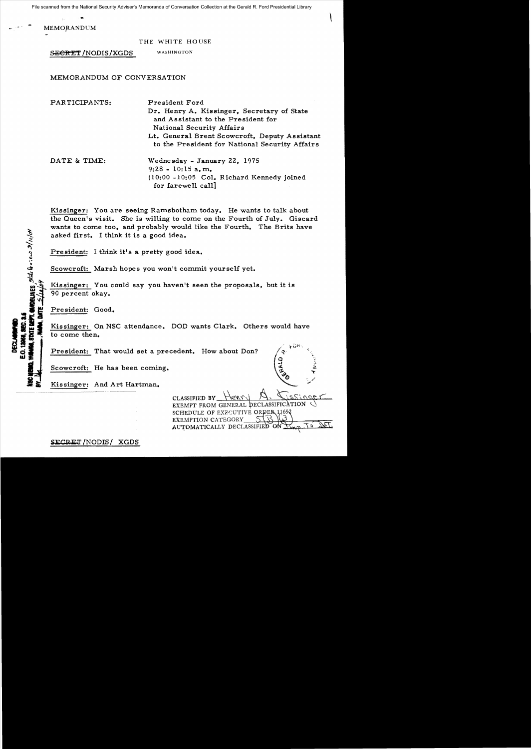File scanned from the National Security Adviser's Memoranda of Conversation Collection at the Gerald R. Ford Presidential Library

MEMORANDUM

THE WHITE HOUSE

SECRET/NODIS/XGDS WASHINGTON

MEMORANDUM OF CONVERSATION

PARTICIPANTS: President Ford
Dr. Henry A. Kissinger, Secretary of State and Assistant to the President for National Security Affairs
Lt. General Brent Scowcroft, Deputy Assistant to the President for National Security Affairs

DATE & TIME: Wednesday - January 22, 1975
9:28 - 10:15 a.m.
(10:00 -10:05 Col. Richard Kennedy joined for farewell call)

DECLASSIFIED
E.O. 12958, SEC. 3.5
NSC MEMO, 11/24/98, STATE DEPT. GUIDELINES, State Review 3/10/04
BY ___, NARA, DATE 5/10/04

Kissinger: You are seeing Ramsbotham today. He wants to talk about the Queen's visit. She is willing to come on the Fourth of July. Giscard wants to come too, and probably would like the Fourth. The Brits have asked first. I think it is a good idea.

President: I think it's a pretty good idea.

Scowcroft: Marsh hopes you won't commit yourself yet.

Kissinger: You could say you haven't seen the proposals, but it is 90 percent okay.

President: Good.

Kissinger: On NSC attendance. DOD wants Clark. Others would have to come then.

President: That would set a precedent. How about Don?

Scowcroft: He has been coming.

Kissinger: And Art Hartman.

CLASSIFIED BY Henry A. Kissinger
EXEMPT FROM GENERAL DECLASSIFICATION SCHEDULE OF EXECUTIVE ORDER 11652
EXEMPTION CATEGORY 5(B)(3)
AUTOMATICALLY DECLASSIFIED ON Imp. To Det.

SECRET/NODIS/ XGDS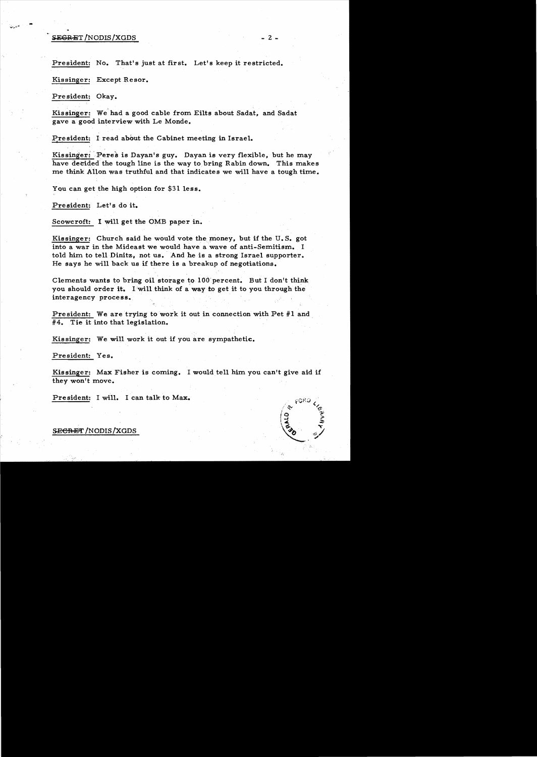President: No. That's just at first. Let's keep it restricted.

Kissinger: Except Resor.

President: Okay.

Kissinger: We had a good cable from Eilts about Sadat, and Sadat gave a good interview with Le Monde.

President: I read about the Cabinet meeting in Israel.

Kissinger: Peres is Dayan's guy. Dayan is very flexible, but he may have decided the tough line is the way to bring Rabin down. This makes me think Allon was truthful and that indicates we will have a tough time.

You can get the high option for $31 less.

President: Let's do it.

Scowcroft: I will get the OMB paper in.

Kissinger: Church said he would vote the money, but if the U.S. got into a war in the Mideast we would have a wave of anti-Semitism. I told him to tell Dinitz, not us. And he is a strong Israel supporter. He says he will back us if there is a breakup of negotiations.

Clements wants to bring oil storage to 100 percent. But I don't think you should order it. I will think of a way to get it to you through the interagency process.

President: We are trying to work it out in connection with Pet #1 and #4. Tie it into that legislation.

Kissinger: We will work it out if you are sympathetic.

President: Yes.

Kissinger: Max Fisher is coming. I would tell him you can't give aid if they won't move.

President: I will. I can talk to Max.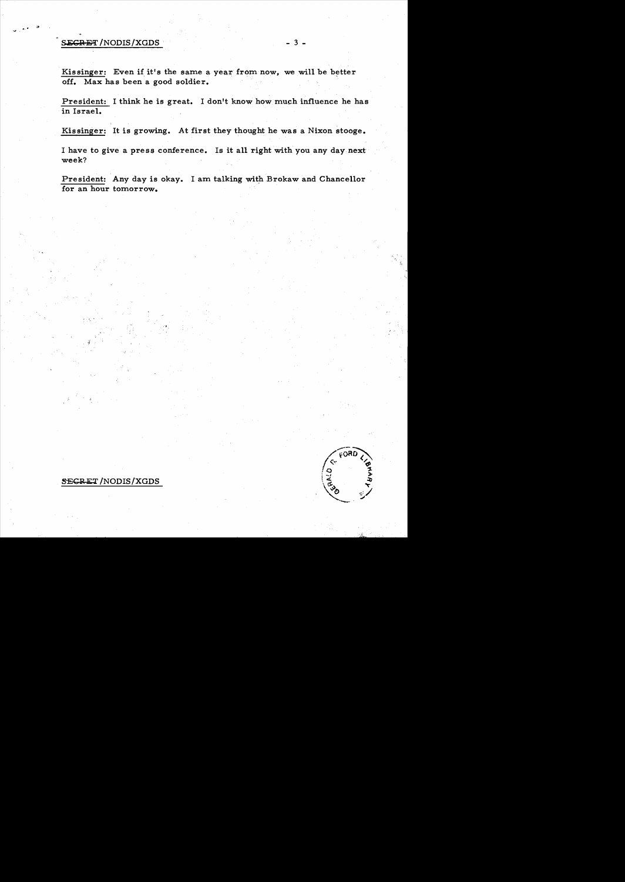**Kissinger:** Even if it's the same a year from now, we will be better off. Max has been a good soldier.

**President:** I think he is great. I don't know how much influence he has in Israel.

**Kissinger:** It is growing. At first they thought he was a Nixon stooge.

I have to give a press conference. Is it all right with you any day next week?

**President:** Any day is okay. I am talking with Brokaw and Chancellor for an hour tomorrow.